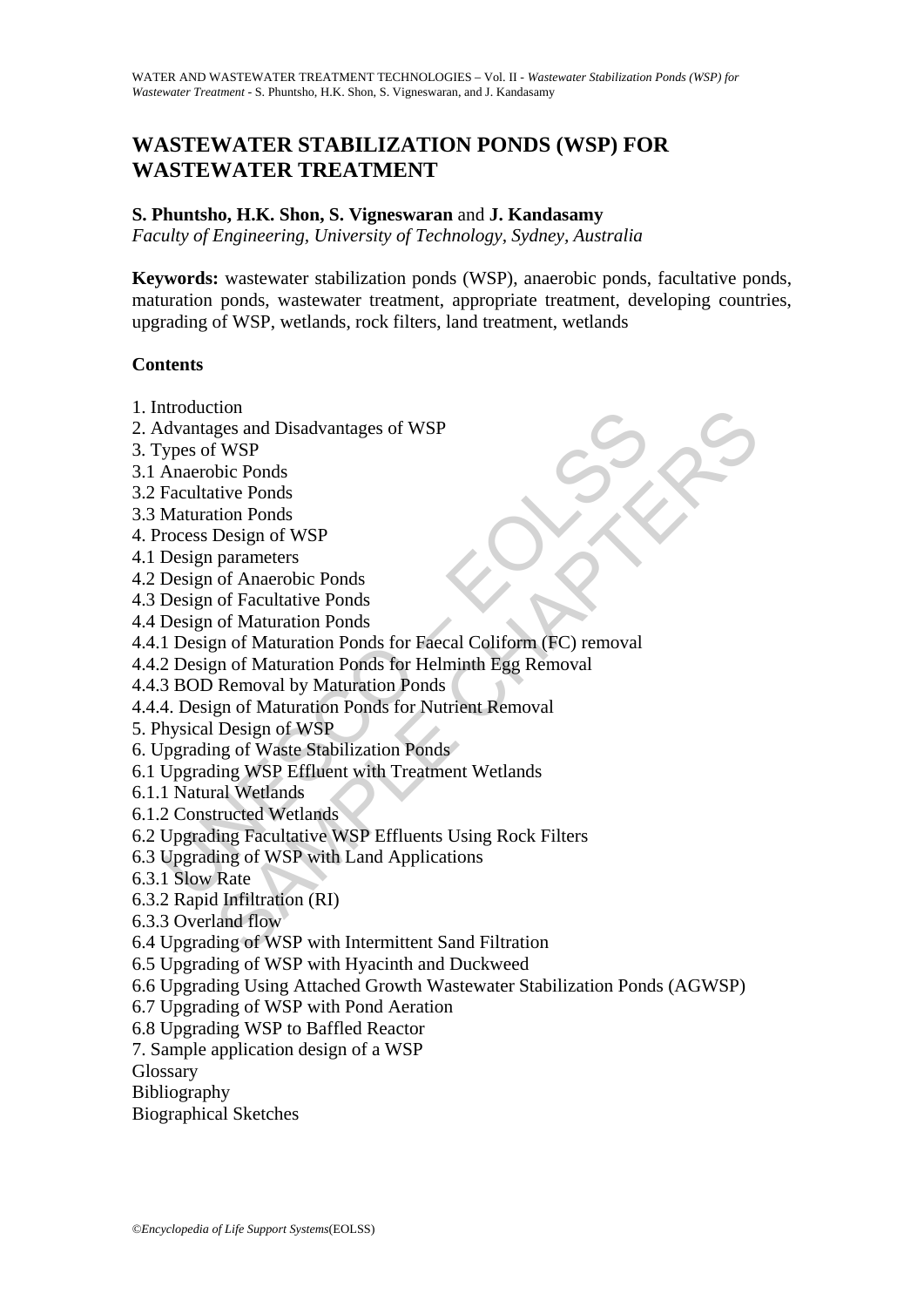# WASTEWATER STABILIZATION PONDS (WSP) FOR WASTEWATER TREATMENT

**S. Phuntsho, H.K. Shon, S. Vigneswaran** and **J. Kandasamy**

*Faculty of Engineering, University of Technology, Sydney, Australia*

**Keywords:** wastewater stabilization ponds (WSP), anaerobic ponds, facultative ponds, maturation ponds, wastewater treatment, appropriate treatment, developing countries, upgrading of WSP, wetlands, rock filters, land treatment, wetlands

## Contents

1. Introduction
2. Advantages and Disadvantages of WSP
3. Types of WSP
3.1 Anaerobic Ponds
3.2 Facultative Ponds
3.3 Maturation Ponds
4. Process Design of WSP
4.1 Design parameters
4.2 Design of Anaerobic Ponds
4.3 Design of Facultative Ponds
4.4 Design of Maturation Ponds
4.4.1 Design of Maturation Ponds for Faecal Coliform (FC) removal
4.4.2 Design of Maturation Ponds for Helminth Egg Removal
4.4.3 BOD Removal by Maturation Ponds
4.4.4. Design of Maturation Ponds for Nutrient Removal
5. Physical Design of WSP
6. Upgrading of Waste Stabilization Ponds
6.1 Upgrading WSP Effluent with Treatment Wetlands
6.1.1 Natural Wetlands
6.1.2 Constructed Wetlands
6.2 Upgrading Facultative WSP Effluents Using Rock Filters
6.3 Upgrading of WSP with Land Applications
6.3.1 Slow Rate
6.3.2 Rapid Infiltration (RI)
6.3.3 Overland flow
6.4 Upgrading of WSP with Intermittent Sand Filtration
6.5 Upgrading of WSP with Hyacinth and Duckweed
6.6 Upgrading Using Attached Growth Wastewater Stabilization Ponds (AGWSP)
6.7 Upgrading of WSP with Pond Aeration
6.8 Upgrading WSP to Baffled Reactor
7. Sample application design of a WSP
Glossary
Bibliography
Biographical Sketches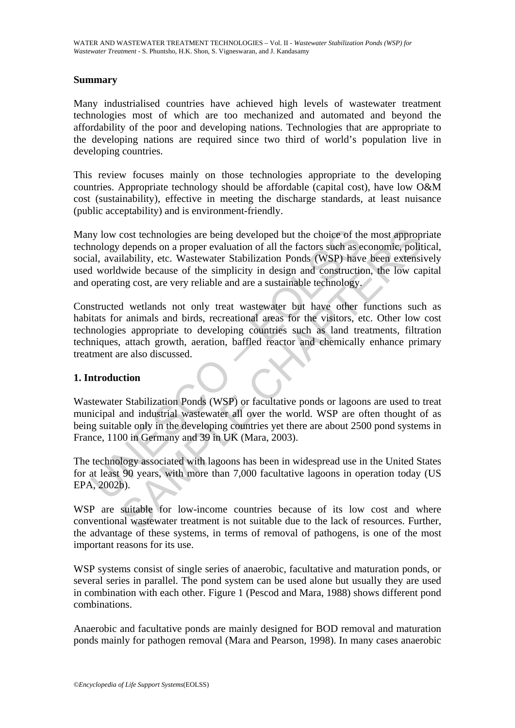## Summary

Many industrialised countries have achieved high levels of wastewater treatment technologies most of which are too mechanized and automated and beyond the affordability of the poor and developing nations. Technologies that are appropriate to the developing nations are required since two third of world's population live in developing countries.

This review focuses mainly on those technologies appropriate to the developing countries. Appropriate technology should be affordable (capital cost), have low O&M cost (sustainability), effective in meeting the discharge standards, at least nuisance (public acceptability) and is environment-friendly.

Many low cost technologies are being developed but the choice of the most appropriate technology depends on a proper evaluation of all the factors such as economic, political, social, availability, etc. Wastewater Stabilization Ponds (WSP) have been extensively used worldwide because of the simplicity in design and construction, the low capital and operating cost, are very reliable and are a sustainable technology.

Constructed wetlands not only treat wastewater but have other functions such as habitats for animals and birds, recreational areas for the visitors, etc. Other low cost technologies appropriate to developing countries such as land treatments, filtration techniques, attach growth, aeration, baffled reactor and chemically enhance primary treatment are also discussed.

## 1. Introduction

Wastewater Stabilization Ponds (WSP) or facultative ponds or lagoons are used to treat municipal and industrial wastewater all over the world. WSP are often thought of as being suitable only in the developing countries yet there are about 2500 pond systems in France, 1100 in Germany and 39 in UK (Mara, 2003).

The technology associated with lagoons has been in widespread use in the United States for at least 90 years, with more than 7,000 facultative lagoons in operation today (US EPA, 2002b).

WSP are suitable for low-income countries because of its low cost and where conventional wastewater treatment is not suitable due to the lack of resources. Further, the advantage of these systems, in terms of removal of pathogens, is one of the most important reasons for its use.

WSP systems consist of single series of anaerobic, facultative and maturation ponds, or several series in parallel. The pond system can be used alone but usually they are used in combination with each other. Figure 1 (Pescod and Mara, 1988) shows different pond combinations.

Anaerobic and facultative ponds are mainly designed for BOD removal and maturation ponds mainly for pathogen removal (Mara and Pearson, 1998). In many cases anaerobic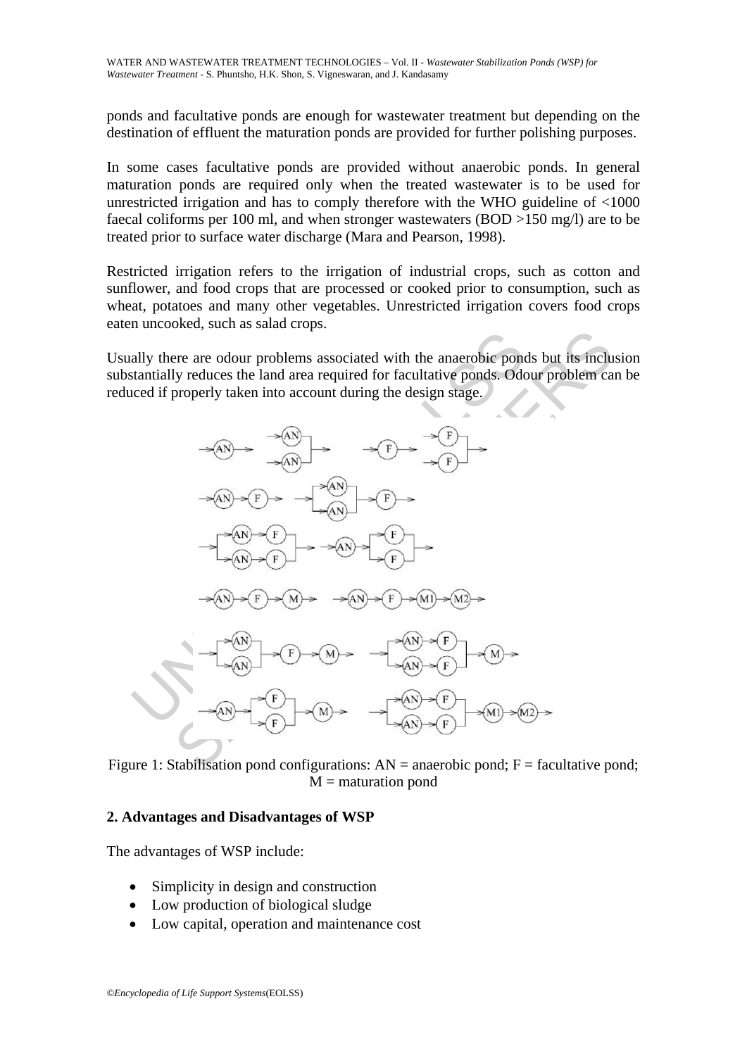ponds and facultative ponds are enough for wastewater treatment but depending on the destination of effluent the maturation ponds are provided for further polishing purposes.

In some cases facultative ponds are provided without anaerobic ponds. In general maturation ponds are required only when the treated wastewater is to be used for unrestricted irrigation and has to comply therefore with the WHO guideline of <1000 faecal coliforms per 100 ml, and when stronger wastewaters (BOD >150 mg/l) are to be treated prior to surface water discharge (Mara and Pearson, 1998).

Restricted irrigation refers to the irrigation of industrial crops, such as cotton and sunflower, and food crops that are processed or cooked prior to consumption, such as wheat, potatoes and many other vegetables. Unrestricted irrigation covers food crops eaten uncooked, such as salad crops.

Usually there are odour problems associated with the anaerobic ponds but its inclusion substantially reduces the land area required for facultative ponds. Odour problem can be reduced if properly taken into account during the design stage.

Figure 1: Stabilisation pond configurations: AN = anaerobic pond; F = facultative pond; M = maturation pond

## 2. Advantages and Disadvantages of WSP

The advantages of WSP include:

- Simplicity in design and construction
- Low production of biological sludge
- Low capital, operation and maintenance cost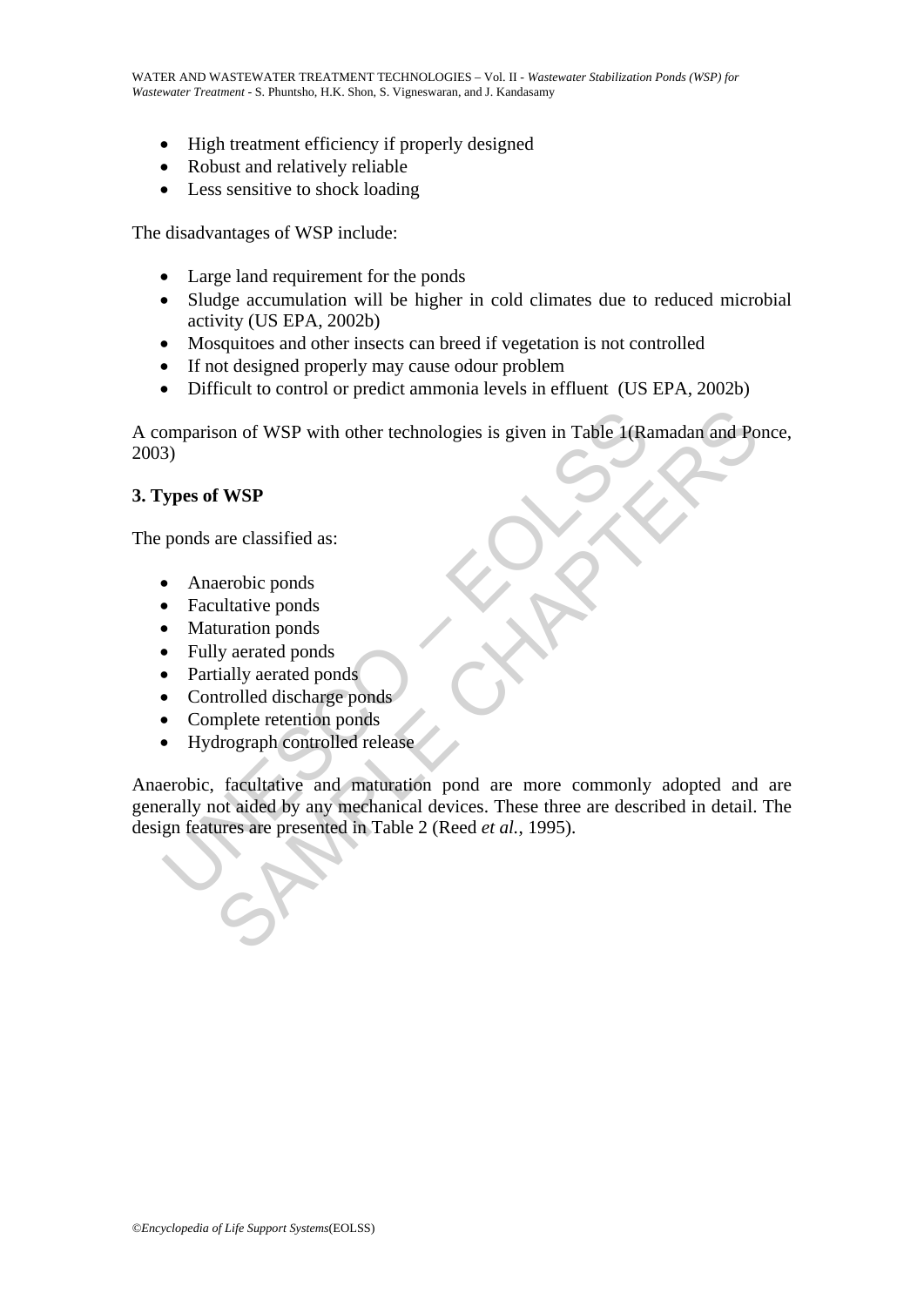- High treatment efficiency if properly designed
- Robust and relatively reliable
- Less sensitive to shock loading

The disadvantages of WSP include:

- Large land requirement for the ponds
- Sludge accumulation will be higher in cold climates due to reduced microbial activity (US EPA, 2002b)
- Mosquitoes and other insects can breed if vegetation is not controlled
- If not designed properly may cause odour problem
- Difficult to control or predict ammonia levels in effluent (US EPA, 2002b)

A comparison of WSP with other technologies is given in Table 1(Ramadan and Ponce, 2003)

## 3. Types of WSP

The ponds are classified as:

- Anaerobic ponds
- Facultative ponds
- Maturation ponds
- Fully aerated ponds
- Partially aerated ponds
- Controlled discharge ponds
- Complete retention ponds
- Hydrograph controlled release

Anaerobic, facultative and maturation pond are more commonly adopted and are generally not aided by any mechanical devices. These three are described in detail. The design features are presented in Table 2 (Reed *et al.*, 1995).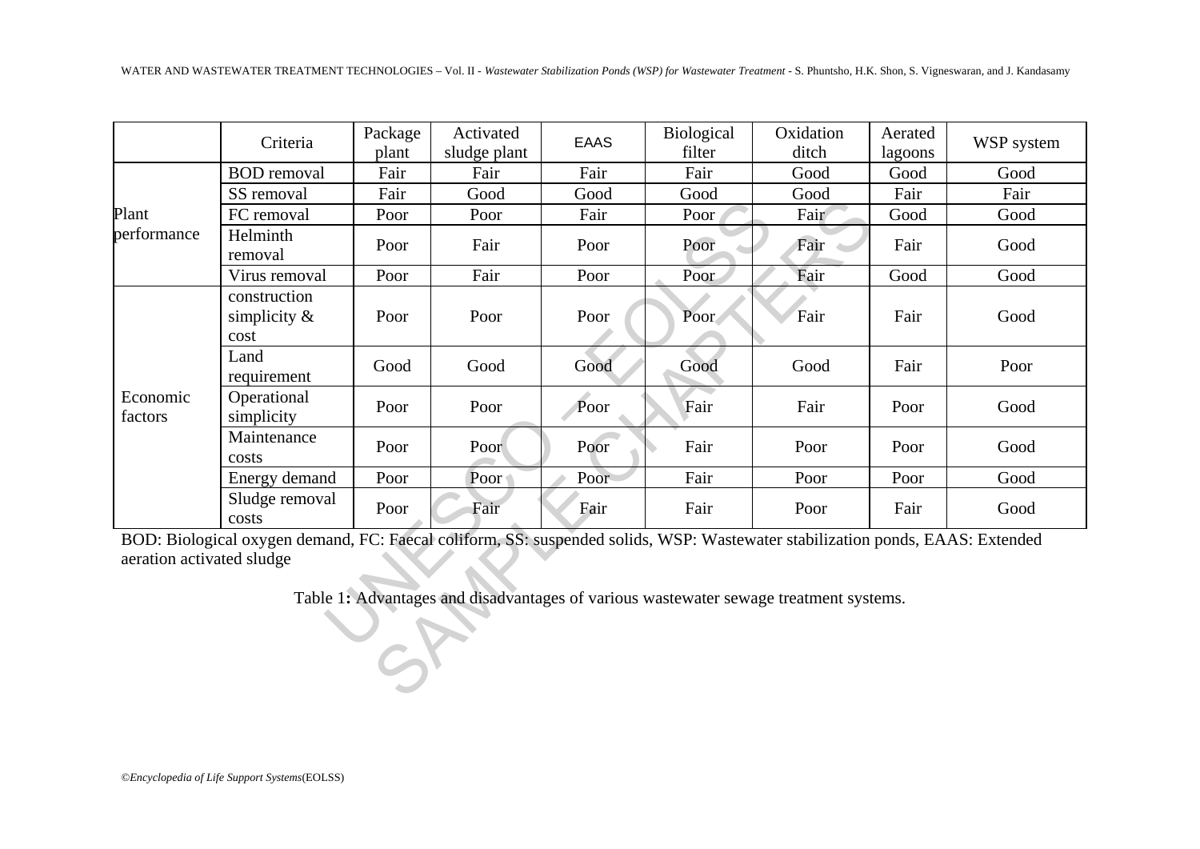| | Criteria | Package plant | Activated sludge plant | EAAS | Biological filter | Oxidation ditch | Aerated lagoons | WSP system |
|---|---|---|---|---|---|---|---|---|
| Plant performance | BOD removal | Fair | Fair | Fair | Fair | Good | Good | Good |
| | SS removal | Fair | Good | Good | Good | Good | Fair | Fair |
| | FC removal | Poor | Poor | Fair | Poor | Fair | Good | Good |
| | Helminth removal | Poor | Fair | Poor | Poor | Fair | Fair | Good |
| | Virus removal | Poor | Fair | Poor | Poor | Fair | Good | Good |
| Economic factors | construction simplicity & cost | Poor | Poor | Poor | Poor | Fair | Fair | Good |
| | Land requirement | Good | Good | Good | Good | Good | Fair | Poor |
| | Operational simplicity | Poor | Poor | Poor | Fair | Fair | Poor | Good |
| | Maintenance costs | Poor | Poor | Poor | Fair | Poor | Poor | Good |
| | Energy demand | Poor | Poor | Poor | Fair | Poor | Poor | Good |
| | Sludge removal costs | Poor | Fair | Fair | Fair | Poor | Fair | Good |

BOD: Biological oxygen demand, FC: Faecal coliform, SS: suspended solids, WSP: Wastewater stabilization ponds, EAAS: Extended aeration activated sludge

Table 1**:** Advantages and disadvantages of various wastewater sewage treatment systems.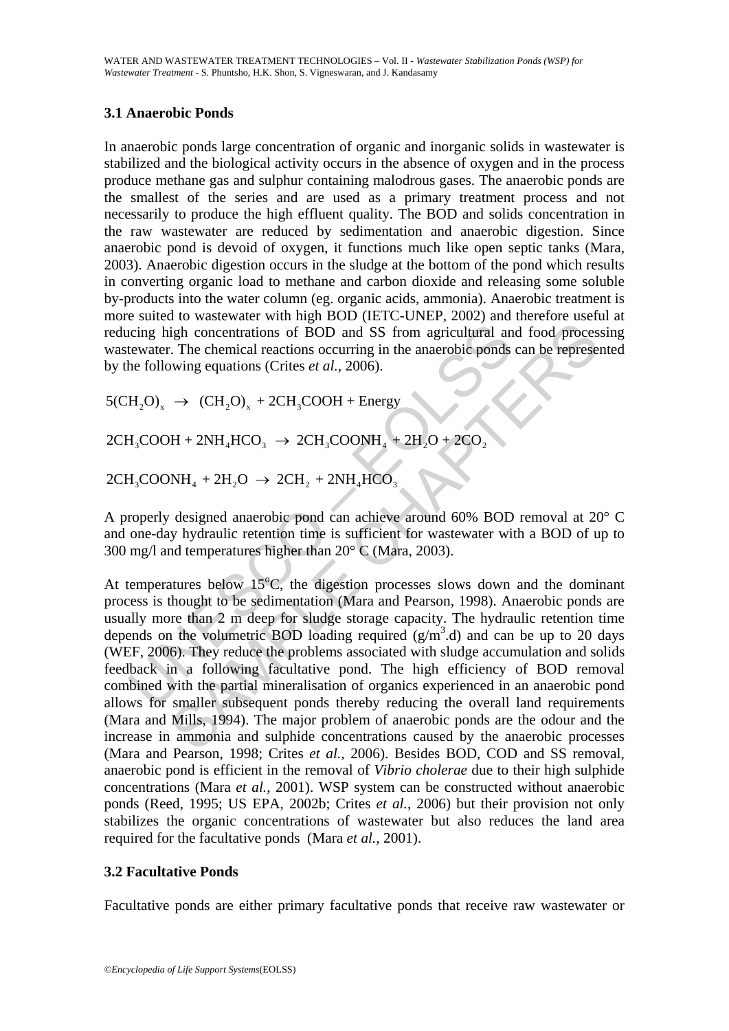### 3.1 Anaerobic Ponds

In anaerobic ponds large concentration of organic and inorganic solids in wastewater is stabilized and the biological activity occurs in the absence of oxygen and in the process produce methane gas and sulphur containing malodrous gases. The anaerobic ponds are the smallest of the series and are used as a primary treatment process and not necessarily to produce the high effluent quality. The BOD and solids concentration in the raw wastewater are reduced by sedimentation and anaerobic digestion. Since anaerobic pond is devoid of oxygen, it functions much like open septic tanks (Mara, 2003). Anaerobic digestion occurs in the sludge at the bottom of the pond which results in converting organic load to methane and carbon dioxide and releasing some soluble by-products into the water column (eg. organic acids, ammonia). Anaerobic treatment is more suited to wastewater with high BOD (IETC-UNEP, 2002) and therefore useful at reducing high concentrations of BOD and SS from agricultural and food processing wastewater. The chemical reactions occurring in the anaerobic ponds can be represented by the following equations (Crites *et al.*, 2006).

$$5(CH_2O)_x \rightarrow (CH_2O)_x + 2CH_3COOH + \text{Energy}$$

$$2CH_3COOH + 2NH_4HCO_3 \rightarrow 2CH_3COONH_4 + 2H_2O + 2CO_2$$

$$2CH_3COONH_4 + 2H_2O \rightarrow 2CH_2 + 2NH_4HCO_3$$

A properly designed anaerobic pond can achieve around 60% BOD removal at 20° C and one-day hydraulic retention time is sufficient for wastewater with a BOD of up to 300 mg/l and temperatures higher than 20° C (Mara, 2003).

At temperatures below $15^{o}$C, the digestion processes slows down and the dominant process is thought to be sedimentation (Mara and Pearson, 1998). Anaerobic ponds are usually more than 2 m deep for sludge storage capacity. The hydraulic retention time depends on the volumetric BOD loading required (g/m$^3$.d) and can be up to 20 days (WEF, 2006). They reduce the problems associated with sludge accumulation and solids feedback in a following facultative pond. The high efficiency of BOD removal combined with the partial mineralisation of organics experienced in an anaerobic pond allows for smaller subsequent ponds thereby reducing the overall land requirements (Mara and Mills, 1994). The major problem of anaerobic ponds are the odour and the increase in ammonia and sulphide concentrations caused by the anaerobic processes (Mara and Pearson, 1998; Crites *et al.*, 2006). Besides BOD, COD and SS removal, anaerobic pond is efficient in the removal of *Vibrio cholerae* due to their high sulphide concentrations (Mara *et al.*, 2001). WSP system can be constructed without anaerobic ponds (Reed, 1995; US EPA, 2002b; Crites *et al.*, 2006) but their provision not only stabilizes the organic concentrations of wastewater but also reduces the land area required for the facultative ponds (Mara *et al.*, 2001).

### 3.2 Facultative Ponds

Facultative ponds are either primary facultative ponds that receive raw wastewater or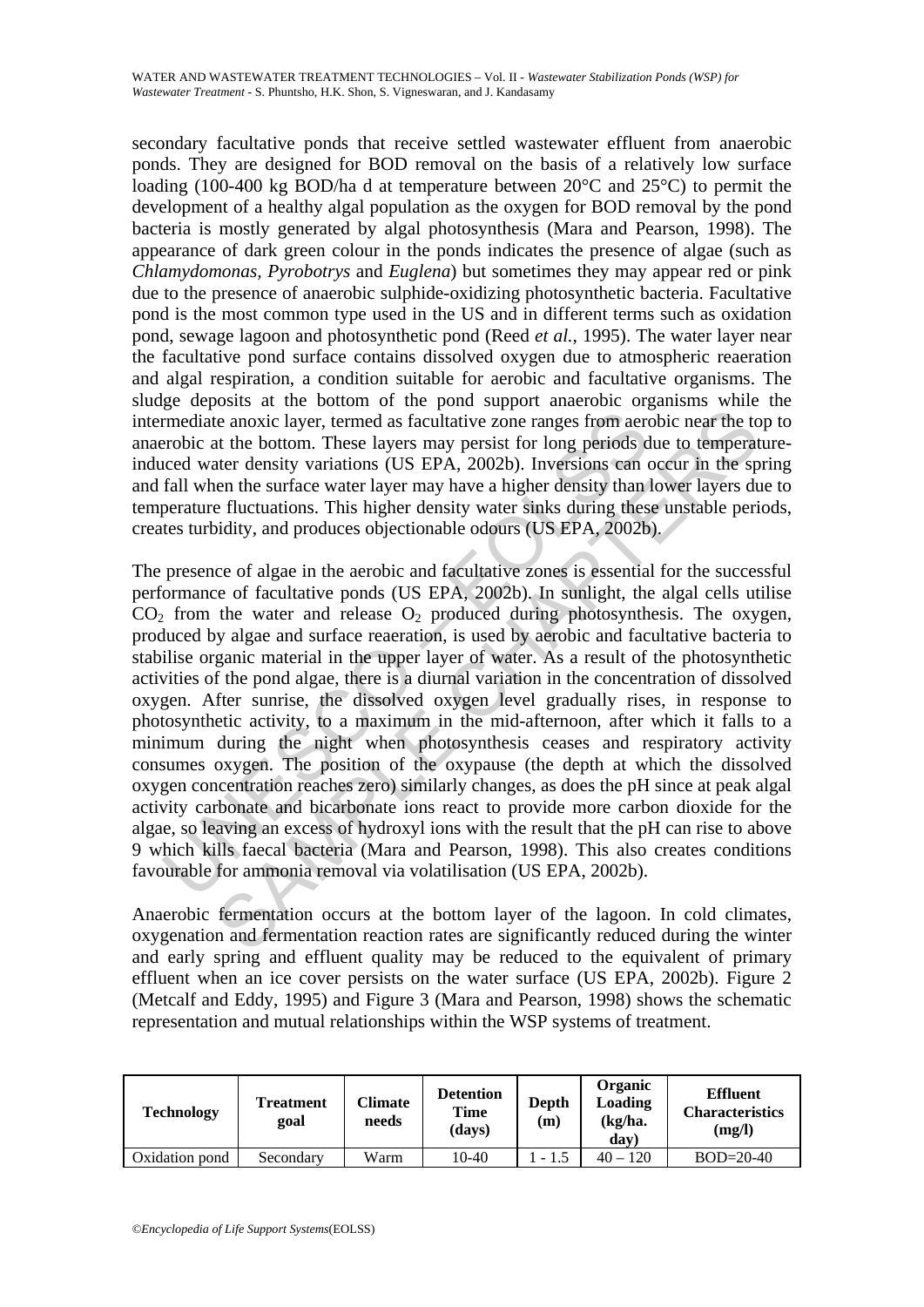secondary facultative ponds that receive settled wastewater effluent from anaerobic ponds. They are designed for BOD removal on the basis of a relatively low surface loading (100-400 kg BOD/ha d at temperature between 20°C and 25°C) to permit the development of a healthy algal population as the oxygen for BOD removal by the pond bacteria is mostly generated by algal photosynthesis (Mara and Pearson, 1998). The appearance of dark green colour in the ponds indicates the presence of algae (such as *Chlamydomonas*, *Pyrobotrys* and *Euglena*) but sometimes they may appear red or pink due to the presence of anaerobic sulphide-oxidizing photosynthetic bacteria. Facultative pond is the most common type used in the US and in different terms such as oxidation pond, sewage lagoon and photosynthetic pond (Reed *et al.*, 1995). The water layer near the facultative pond surface contains dissolved oxygen due to atmospheric reaeration and algal respiration, a condition suitable for aerobic and facultative organisms. The sludge deposits at the bottom of the pond support anaerobic organisms while the intermediate anoxic layer, termed as facultative zone ranges from aerobic near the top to anaerobic at the bottom. These layers may persist for long periods due to temperature-induced water density variations (US EPA, 2002b). Inversions can occur in the spring and fall when the surface water layer may have a higher density than lower layers due to temperature fluctuations. This higher density water sinks during these unstable periods, creates turbidity, and produces objectionable odours (US EPA, 2002b).

The presence of algae in the aerobic and facultative zones is essential for the successful performance of facultative ponds (US EPA, 2002b). In sunlight, the algal cells utilise $CO_2$ from the water and release $O_2$ produced during photosynthesis. The oxygen, produced by algae and surface reaeration, is used by aerobic and facultative bacteria to stabilise organic material in the upper layer of water. As a result of the photosynthetic activities of the pond algae, there is a diurnal variation in the concentration of dissolved oxygen. After sunrise, the dissolved oxygen level gradually rises, in response to photosynthetic activity, to a maximum in the mid-afternoon, after which it falls to a minimum during the night when photosynthesis ceases and respiratory activity consumes oxygen. The position of the oxypause (the depth at which the dissolved oxygen concentration reaches zero) similarly changes, as does the pH since at peak algal activity carbonate and bicarbonate ions react to provide more carbon dioxide for the algae, so leaving an excess of hydroxyl ions with the result that the pH can rise to above 9 which kills faecal bacteria (Mara and Pearson, 1998). This also creates conditions favourable for ammonia removal via volatilisation (US EPA, 2002b).

Anaerobic fermentation occurs at the bottom layer of the lagoon. In cold climates, oxygenation and fermentation reaction rates are significantly reduced during the winter and early spring and effluent quality may be reduced to the equivalent of primary effluent when an ice cover persists on the water surface (US EPA, 2002b). Figure 2 (Metcalf and Eddy, 1995) and Figure 3 (Mara and Pearson, 1998) shows the schematic representation and mutual relationships within the WSP systems of treatment.

| Technology | Treatment goal | Climate needs | Detention Time (days) | Depth (m) | Organic Loading (kg/ha. day) | Effluent Characteristics (mg/l) |
|---|---|---|---|---|---|---|
| Oxidation pond | Secondary | Warm | 10-40 | 1 - 1.5 | 40 – 120 | BOD=20-40 |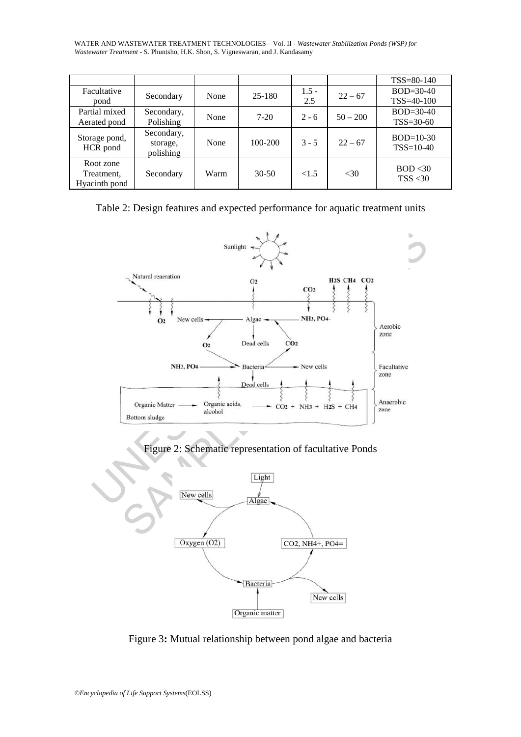| | | | | | | TSS=80-140 |
|---|---|---|---|---|---|---|
| Facultative pond | Secondary | None | 25-180 | 1.5 - 2.5 | 22 – 67 | BOD=30-40 TSS=40-100 |
| Partial mixed Aerated pond | Secondary, Polishing | None | 7-20 | 2 - 6 | 50 – 200 | BOD=30-40 TSS=30-60 |
| Storage pond, HCR pond | Secondary, storage, polishing | None | 100-200 | 3 - 5 | 22 – 67 | BOD=10-30 TSS=10-40 |
| Root zone Treatment, Hyacinth pond | Secondary | Warm | 30-50 | <1.5 | <30 | BOD <30 TSS <30 |

Table 2: Design features and expected performance for aquatic treatment units

Figure 2: Schematic representation of facultative Ponds

Figure 3**:** Mutual relationship between pond algae and bacteria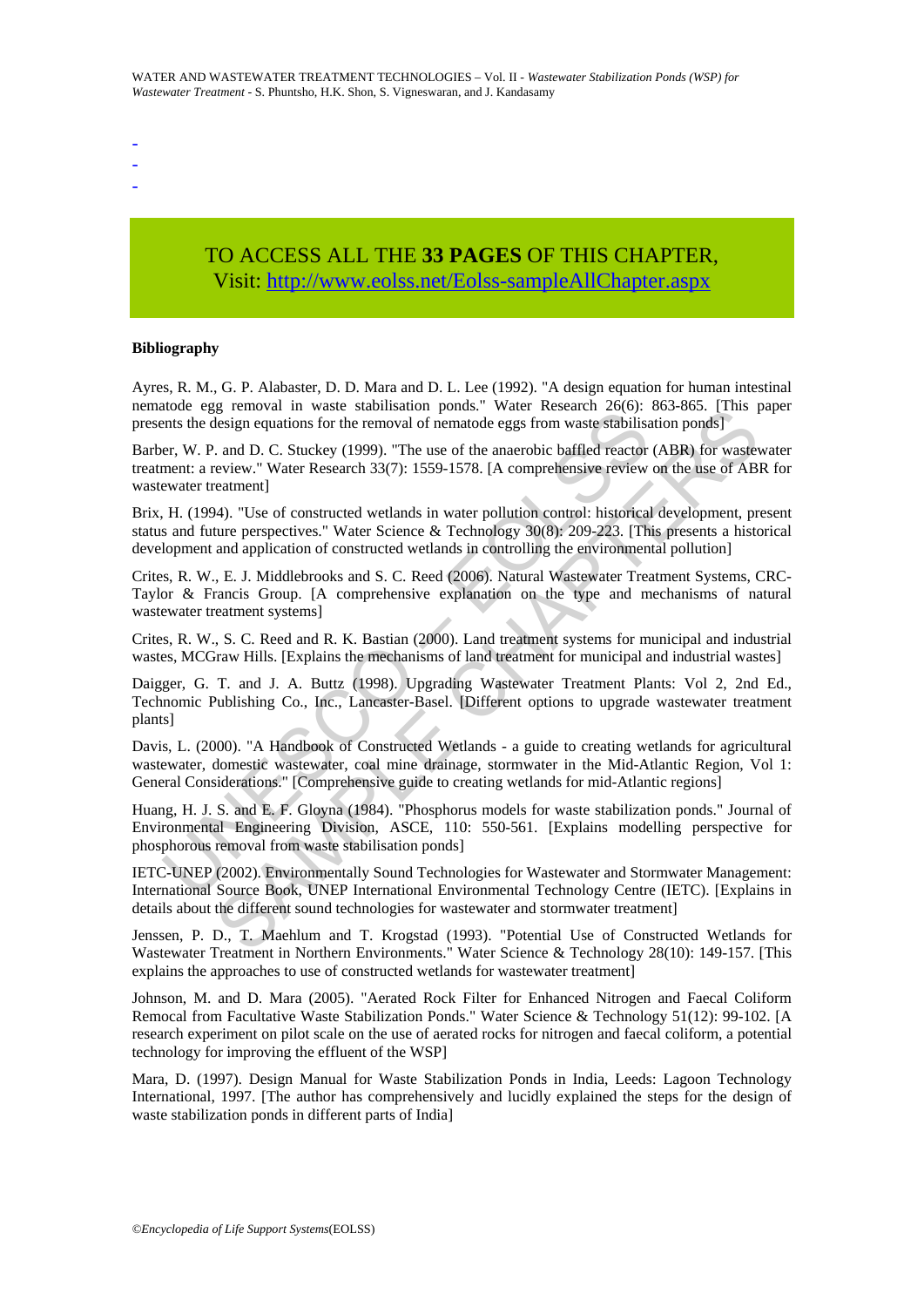-
-
-

TO ACCESS ALL THE **33 PAGES** OF THIS CHAPTER,
Visit: http://www.eolss.net/Eolss-sampleAllChapter.aspx

**Bibliography**

Ayres, R. M., G. P. Alabaster, D. D. Mara and D. L. Lee (1992). "A design equation for human intestinal nematode egg removal in waste stabilisation ponds." Water Research 26(6): 863-865. [This paper presents the design equations for the removal of nematode eggs from waste stabilisation ponds]

Barber, W. P. and D. C. Stuckey (1999). "The use of the anaerobic baffled reactor (ABR) for wastewater treatment: a review." Water Research 33(7): 1559-1578. [A comprehensive review on the use of ABR for wastewater treatment]

Brix, H. (1994). "Use of constructed wetlands in water pollution control: historical development, present status and future perspectives." Water Science & Technology 30(8): 209-223. [This presents a historical development and application of constructed wetlands in controlling the environmental pollution]

Crites, R. W., E. J. Middlebrooks and S. C. Reed (2006). Natural Wastewater Treatment Systems, CRC-Taylor & Francis Group. [A comprehensive explanation on the type and mechanisms of natural wastewater treatment systems]

Crites, R. W., S. C. Reed and R. K. Bastian (2000). Land treatment systems for municipal and industrial wastes, MCGraw Hills. [Explains the mechanisms of land treatment for municipal and industrial wastes]

Daigger, G. T. and J. A. Buttz (1998). Upgrading Wastewater Treatment Plants: Vol 2, 2nd Ed., Technomic Publishing Co., Inc., Lancaster-Basel. [Different options to upgrade wastewater treatment plants]

Davis, L. (2000). "A Handbook of Constructed Wetlands - a guide to creating wetlands for agricultural wastewater, domestic wastewater, coal mine drainage, stormwater in the Mid-Atlantic Region, Vol 1: General Considerations." [Comprehensive guide to creating wetlands for mid-Atlantic regions]

Huang, H. J. S. and E. F. Gloyna (1984). "Phosphorus models for waste stabilization ponds." Journal of Environmental Engineering Division, ASCE, 110: 550-561. [Explains modelling perspective for phosphorous removal from waste stabilisation ponds]

IETC-UNEP (2002). Environmentally Sound Technologies for Wastewater and Stormwater Management: International Source Book, UNEP International Environmental Technology Centre (IETC). [Explains in details about the different sound technologies for wastewater and stormwater treatment]

Jenssen, P. D., T. Maehlum and T. Krogstad (1993). "Potential Use of Constructed Wetlands for Wastewater Treatment in Northern Environments." Water Science & Technology 28(10): 149-157. [This explains the approaches to use of constructed wetlands for wastewater treatment]

Johnson, M. and D. Mara (2005). "Aerated Rock Filter for Enhanced Nitrogen and Faecal Coliform Remocal from Facultative Waste Stabilization Ponds." Water Science & Technology 51(12): 99-102. [A research experiment on pilot scale on the use of aerated rocks for nitrogen and faecal coliform, a potential technology for improving the effluent of the WSP]

Mara, D. (1997). Design Manual for Waste Stabilization Ponds in India, Leeds: Lagoon Technology International, 1997. [The author has comprehensively and lucidly explained the steps for the design of waste stabilization ponds in different parts of India]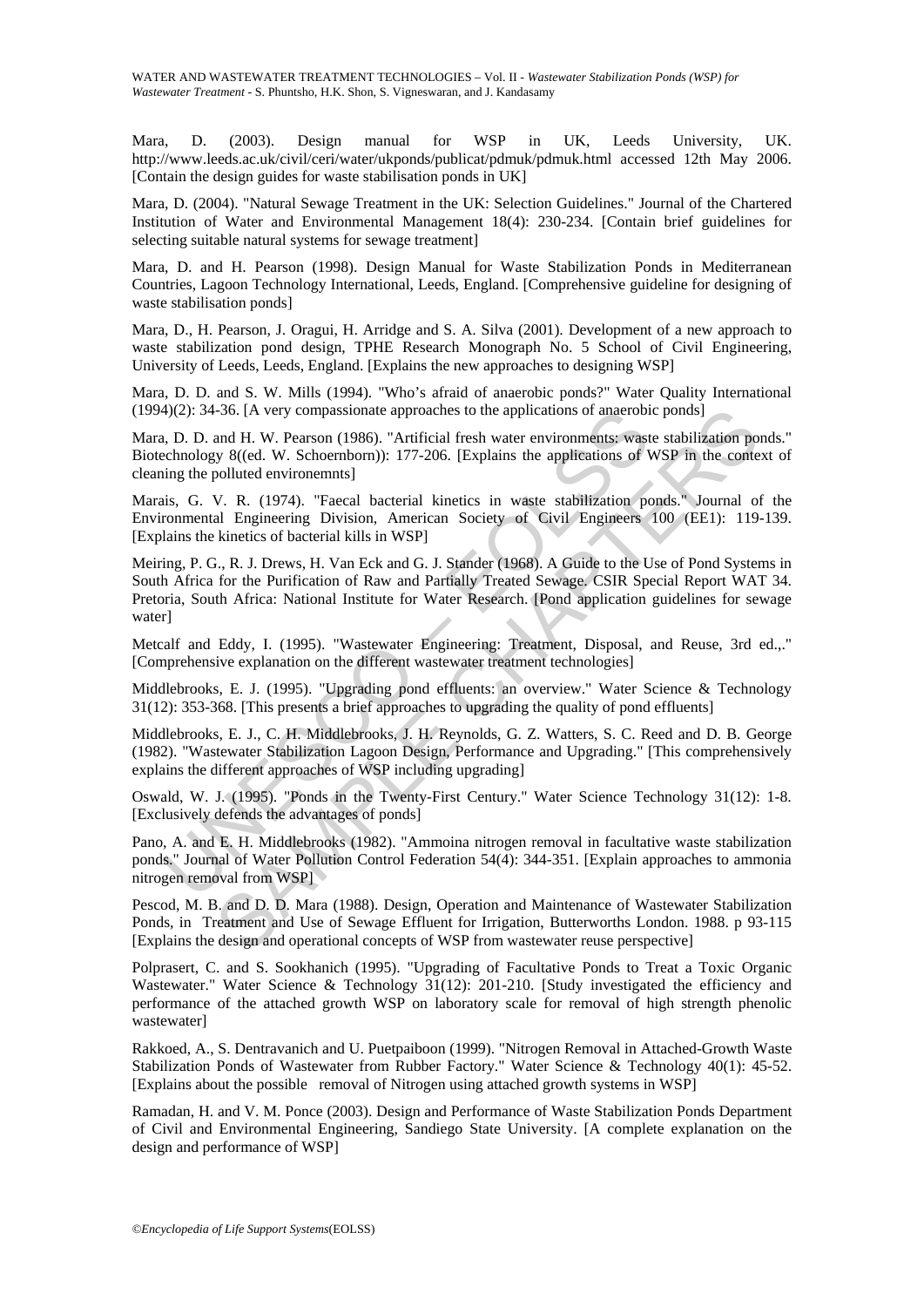Mara, D. (2003). Design manual for WSP in UK, Leeds University, UK. http://www.leeds.ac.uk/civil/ceri/water/ukponds/publicat/pdmuk/pdmuk.html accessed 12th May 2006. [Contain the design guides for waste stabilisation ponds in UK]

Mara, D. (2004). "Natural Sewage Treatment in the UK: Selection Guidelines." Journal of the Chartered Institution of Water and Environmental Management 18(4): 230-234. [Contain brief guidelines for selecting suitable natural systems for sewage treatment]

Mara, D. and H. Pearson (1998). Design Manual for Waste Stabilization Ponds in Mediterranean Countries, Lagoon Technology International, Leeds, England. [Comprehensive guideline for designing of waste stabilisation ponds]

Mara, D., H. Pearson, J. Oragui, H. Arridge and S. A. Silva (2001). Development of a new approach to waste stabilization pond design, TPHE Research Monograph No. 5 School of Civil Engineering, University of Leeds, Leeds, England. [Explains the new approaches to designing WSP]

Mara, D. D. and S. W. Mills (1994). "Who's afraid of anaerobic ponds?" Water Quality International (1994)(2): 34-36. [A very compassionate approaches to the applications of anaerobic ponds]

Mara, D. D. and H. W. Pearson (1986). "Artificial fresh water environments: waste stabilization ponds." Biotechnology 8((ed. W. Schoernborn)): 177-206. [Explains the applications of WSP in the context of cleaning the polluted environemnts]

Marais, G. V. R. (1974). "Faecal bacterial kinetics in waste stabilization ponds." Journal of the Environmental Engineering Division, American Society of Civil Engineers 100 (EE1): 119-139. [Explains the kinetics of bacterial kills in WSP]

Meiring, P. G., R. J. Drews, H. Van Eck and G. J. Stander (1968). A Guide to the Use of Pond Systems in South Africa for the Purification of Raw and Partially Treated Sewage. CSIR Special Report WAT 34. Pretoria, South Africa: National Institute for Water Research. [Pond application guidelines for sewage water]

Metcalf and Eddy, I. (1995). "Wastewater Engineering: Treatment, Disposal, and Reuse, 3rd ed.,." [Comprehensive explanation on the different wastewater treatment technologies]

Middlebrooks, E. J. (1995). "Upgrading pond effluents: an overview." Water Science & Technology 31(12): 353-368. [This presents a brief approaches to upgrading the quality of pond effluents]

Middlebrooks, E. J., C. H. Middlebrooks, J. H. Reynolds, G. Z. Watters, S. C. Reed and D. B. George (1982). "Wastewater Stabilization Lagoon Design, Performance and Upgrading." [This comprehensively explains the different approaches of WSP including upgrading]

Oswald, W. J. (1995). "Ponds in the Twenty-First Century." Water Science Technology 31(12): 1-8. [Exclusively defends the advantages of ponds]

Pano, A. and E. H. Middlebrooks (1982). "Ammoina nitrogen removal in facultative waste stabilization ponds." Journal of Water Pollution Control Federation 54(4): 344-351. [Explain approaches to ammonia nitrogen removal from WSP]

Pescod, M. B. and D. D. Mara (1988). Design, Operation and Maintenance of Wastewater Stabilization Ponds, in Treatment and Use of Sewage Effluent for Irrigation, Butterworths London. 1988. p 93-115 [Explains the design and operational concepts of WSP from wastewater reuse perspective]

Polprasert, C. and S. Sookhanich (1995). "Upgrading of Facultative Ponds to Treat a Toxic Organic Wastewater." Water Science & Technology 31(12): 201-210. [Study investigated the efficiency and performance of the attached growth WSP on laboratory scale for removal of high strength phenolic wastewater]

Rakkoed, A., S. Dentravanich and U. Puetpaiboon (1999). "Nitrogen Removal in Attached-Growth Waste Stabilization Ponds of Wastewater from Rubber Factory." Water Science & Technology 40(1): 45-52. [Explains about the possible removal of Nitrogen using attached growth systems in WSP]

Ramadan, H. and V. M. Ponce (2003). Design and Performance of Waste Stabilization Ponds Department of Civil and Environmental Engineering, Sandiego State University. [A complete explanation on the design and performance of WSP]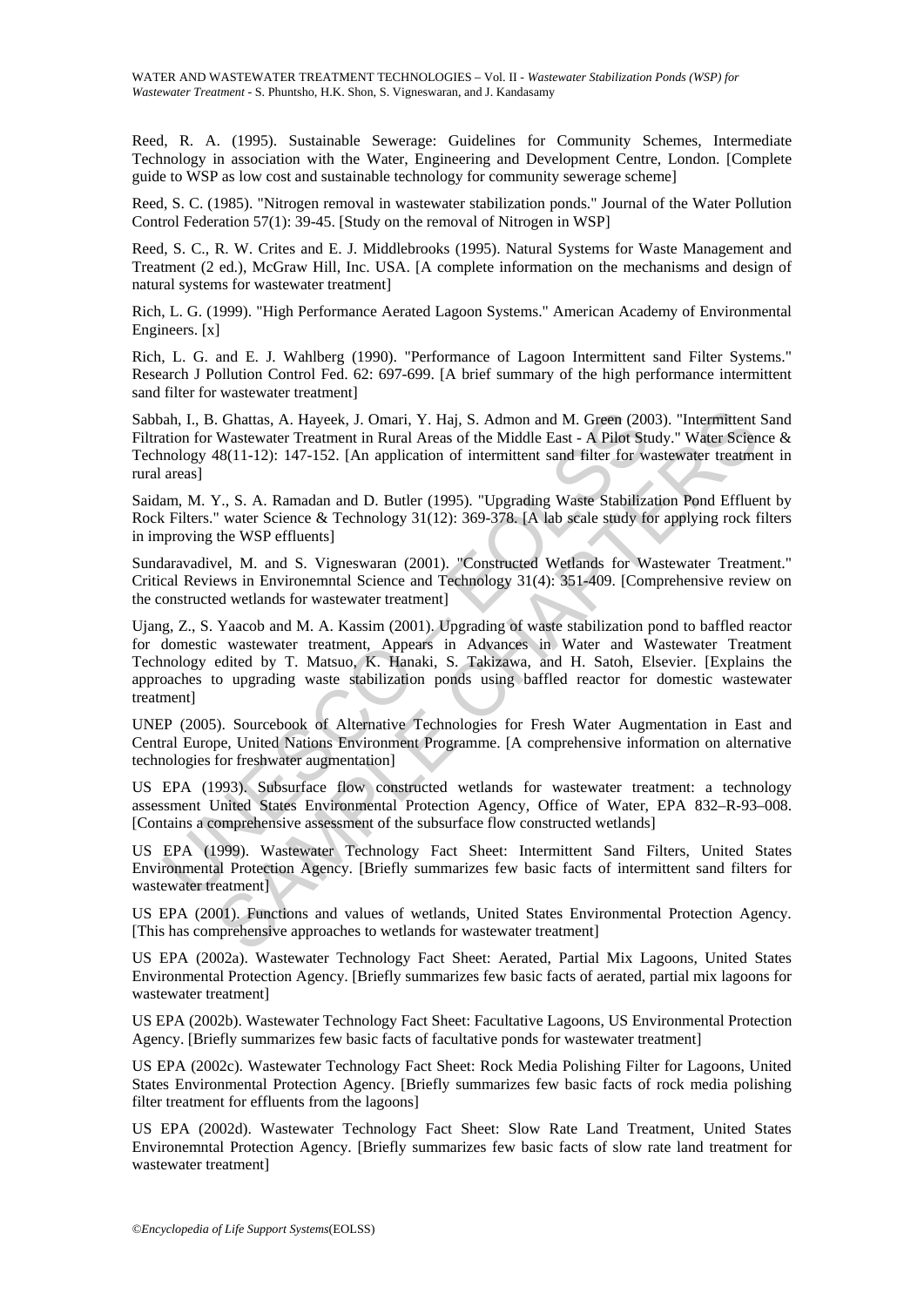Reed, R. A. (1995). Sustainable Sewerage: Guidelines for Community Schemes, Intermediate Technology in association with the Water, Engineering and Development Centre, London. [Complete guide to WSP as low cost and sustainable technology for community sewerage scheme]

Reed, S. C. (1985). "Nitrogen removal in wastewater stabilization ponds." Journal of the Water Pollution Control Federation 57(1): 39-45. [Study on the removal of Nitrogen in WSP]

Reed, S. C., R. W. Crites and E. J. Middlebrooks (1995). Natural Systems for Waste Management and Treatment (2 ed.), McGraw Hill, Inc. USA. [A complete information on the mechanisms and design of natural systems for wastewater treatment]

Rich, L. G. (1999). "High Performance Aerated Lagoon Systems." American Academy of Environmental Engineers. [x]

Rich, L. G. and E. J. Wahlberg (1990). "Performance of Lagoon Intermittent sand Filter Systems." Research J Pollution Control Fed. 62: 697-699. [A brief summary of the high performance intermittent sand filter for wastewater treatment]

Sabbah, I., B. Ghattas, A. Hayeek, J. Omari, Y. Haj, S. Admon and M. Green (2003). "Intermittent Sand Filtration for Wastewater Treatment in Rural Areas of the Middle East - A Pilot Study." Water Science & Technology 48(11-12): 147-152. [An application of intermittent sand filter for wastewater treatment in rural areas]

Saidam, M. Y., S. A. Ramadan and D. Butler (1995). "Upgrading Waste Stabilization Pond Effluent by Rock Filters." water Science & Technology 31(12): 369-378. [A lab scale study for applying rock filters in improving the WSP effluents]

Sundaravadivel, M. and S. Vigneswaran (2001). "Constructed Wetlands for Wastewater Treatment." Critical Reviews in Environemntal Science and Technology 31(4): 351-409. [Comprehensive review on the constructed wetlands for wastewater treatment]

Ujang, Z., S. Yaacob and M. A. Kassim (2001). Upgrading of waste stabilization pond to baffled reactor for domestic wastewater treatment, Appears in Advances in Water and Wastewater Treatment Technology edited by T. Matsuo, K. Hanaki, S. Takizawa, and H. Satoh, Elsevier. [Explains the approaches to upgrading waste stabilization ponds using baffled reactor for domestic wastewater treatment]

UNEP (2005). Sourcebook of Alternative Technologies for Fresh Water Augmentation in East and Central Europe, United Nations Environment Programme. [A comprehensive information on alternative technologies for freshwater augmentation]

US EPA (1993). Subsurface flow constructed wetlands for wastewater treatment: a technology assessment United States Environmental Protection Agency, Office of Water, EPA 832–R-93–008. [Contains a comprehensive assessment of the subsurface flow constructed wetlands]

US EPA (1999). Wastewater Technology Fact Sheet: Intermittent Sand Filters, United States Environmental Protection Agency. [Briefly summarizes few basic facts of intermittent sand filters for wastewater treatment]

US EPA (2001). Functions and values of wetlands, United States Environmental Protection Agency. [This has comprehensive approaches to wetlands for wastewater treatment]

US EPA (2002a). Wastewater Technology Fact Sheet: Aerated, Partial Mix Lagoons, United States Environmental Protection Agency. [Briefly summarizes few basic facts of aerated, partial mix lagoons for wastewater treatment]

US EPA (2002b). Wastewater Technology Fact Sheet: Facultative Lagoons, US Environmental Protection Agency. [Briefly summarizes few basic facts of facultative ponds for wastewater treatment]

US EPA (2002c). Wastewater Technology Fact Sheet: Rock Media Polishing Filter for Lagoons, United States Environmental Protection Agency. [Briefly summarizes few basic facts of rock media polishing filter treatment for effluents from the lagoons]

US EPA (2002d). Wastewater Technology Fact Sheet: Slow Rate Land Treatment, United States Environemntal Protection Agency. [Briefly summarizes few basic facts of slow rate land treatment for wastewater treatment]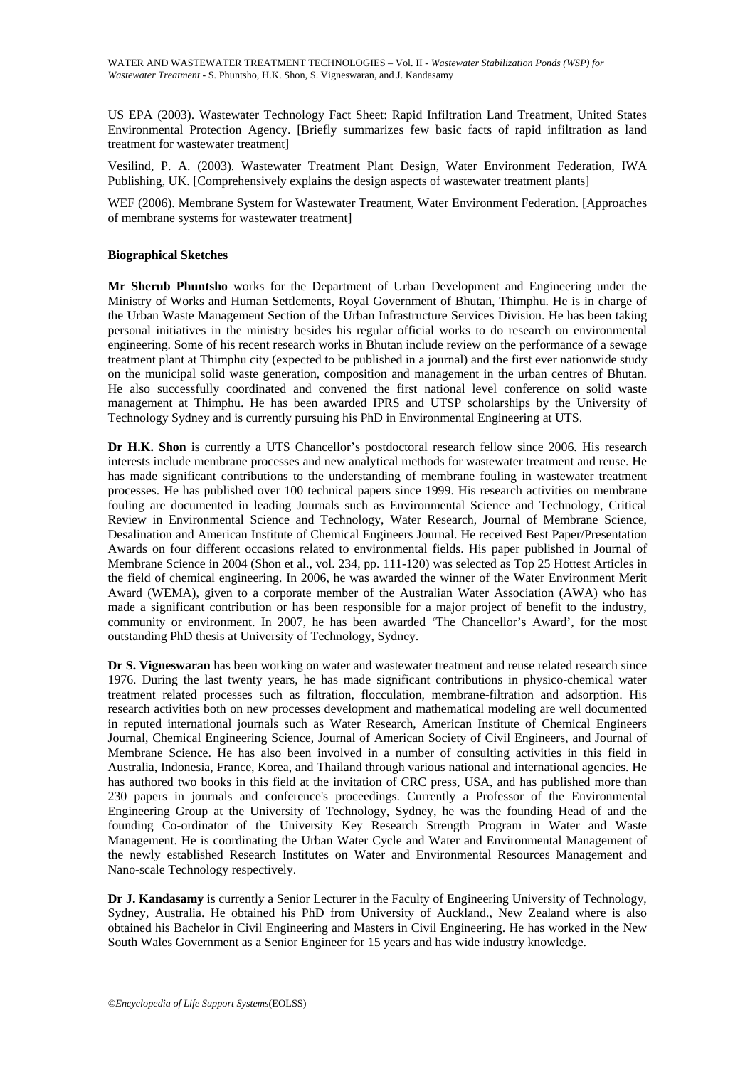US EPA (2003). Wastewater Technology Fact Sheet: Rapid Infiltration Land Treatment, United States Environmental Protection Agency. [Briefly summarizes few basic facts of rapid infiltration as land treatment for wastewater treatment]

Vesilind, P. A. (2003). Wastewater Treatment Plant Design, Water Environment Federation, IWA Publishing, UK. [Comprehensively explains the design aspects of wastewater treatment plants]

WEF (2006). Membrane System for Wastewater Treatment, Water Environment Federation. [Approaches of membrane systems for wastewater treatment]

**Biographical Sketches**

**Mr Sherub Phuntsho** works for the Department of Urban Development and Engineering under the Ministry of Works and Human Settlements, Royal Government of Bhutan, Thimphu. He is in charge of the Urban Waste Management Section of the Urban Infrastructure Services Division. He has been taking personal initiatives in the ministry besides his regular official works to do research on environmental engineering. Some of his recent research works in Bhutan include review on the performance of a sewage treatment plant at Thimphu city (expected to be published in a journal) and the first ever nationwide study on the municipal solid waste generation, composition and management in the urban centres of Bhutan. He also successfully coordinated and convened the first national level conference on solid waste management at Thimphu. He has been awarded IPRS and UTSP scholarships by the University of Technology Sydney and is currently pursuing his PhD in Environmental Engineering at UTS.

**Dr H.K. Shon** is currently a UTS Chancellor's postdoctoral research fellow since 2006. His research interests include membrane processes and new analytical methods for wastewater treatment and reuse. He has made significant contributions to the understanding of membrane fouling in wastewater treatment processes. He has published over 100 technical papers since 1999. His research activities on membrane fouling are documented in leading Journals such as Environmental Science and Technology, Critical Review in Environmental Science and Technology, Water Research, Journal of Membrane Science, Desalination and American Institute of Chemical Engineers Journal. He received Best Paper/Presentation Awards on four different occasions related to environmental fields. His paper published in Journal of Membrane Science in 2004 (Shon et al., vol. 234, pp. 111-120) was selected as Top 25 Hottest Articles in the field of chemical engineering. In 2006, he was awarded the winner of the Water Environment Merit Award (WEMA), given to a corporate member of the Australian Water Association (AWA) who has made a significant contribution or has been responsible for a major project of benefit to the industry, community or environment. In 2007, he has been awarded 'The Chancellor's Award', for the most outstanding PhD thesis at University of Technology, Sydney.

**Dr S. Vigneswaran** has been working on water and wastewater treatment and reuse related research since 1976. During the last twenty years, he has made significant contributions in physico-chemical water treatment related processes such as filtration, flocculation, membrane-filtration and adsorption. His research activities both on new processes development and mathematical modeling are well documented in reputed international journals such as Water Research, American Institute of Chemical Engineers Journal, Chemical Engineering Science, Journal of American Society of Civil Engineers, and Journal of Membrane Science. He has also been involved in a number of consulting activities in this field in Australia, Indonesia, France, Korea, and Thailand through various national and international agencies. He has authored two books in this field at the invitation of CRC press, USA, and has published more than 230 papers in journals and conference's proceedings. Currently a Professor of the Environmental Engineering Group at the University of Technology, Sydney, he was the founding Head of and the founding Co-ordinator of the University Key Research Strength Program in Water and Waste Management. He is coordinating the Urban Water Cycle and Water and Environmental Management of the newly established Research Institutes on Water and Environmental Resources Management and Nano-scale Technology respectively.

**Dr J. Kandasamy** is currently a Senior Lecturer in the Faculty of Engineering University of Technology, Sydney, Australia. He obtained his PhD from University of Auckland., New Zealand where is also obtained his Bachelor in Civil Engineering and Masters in Civil Engineering. He has worked in the New South Wales Government as a Senior Engineer for 15 years and has wide industry knowledge.